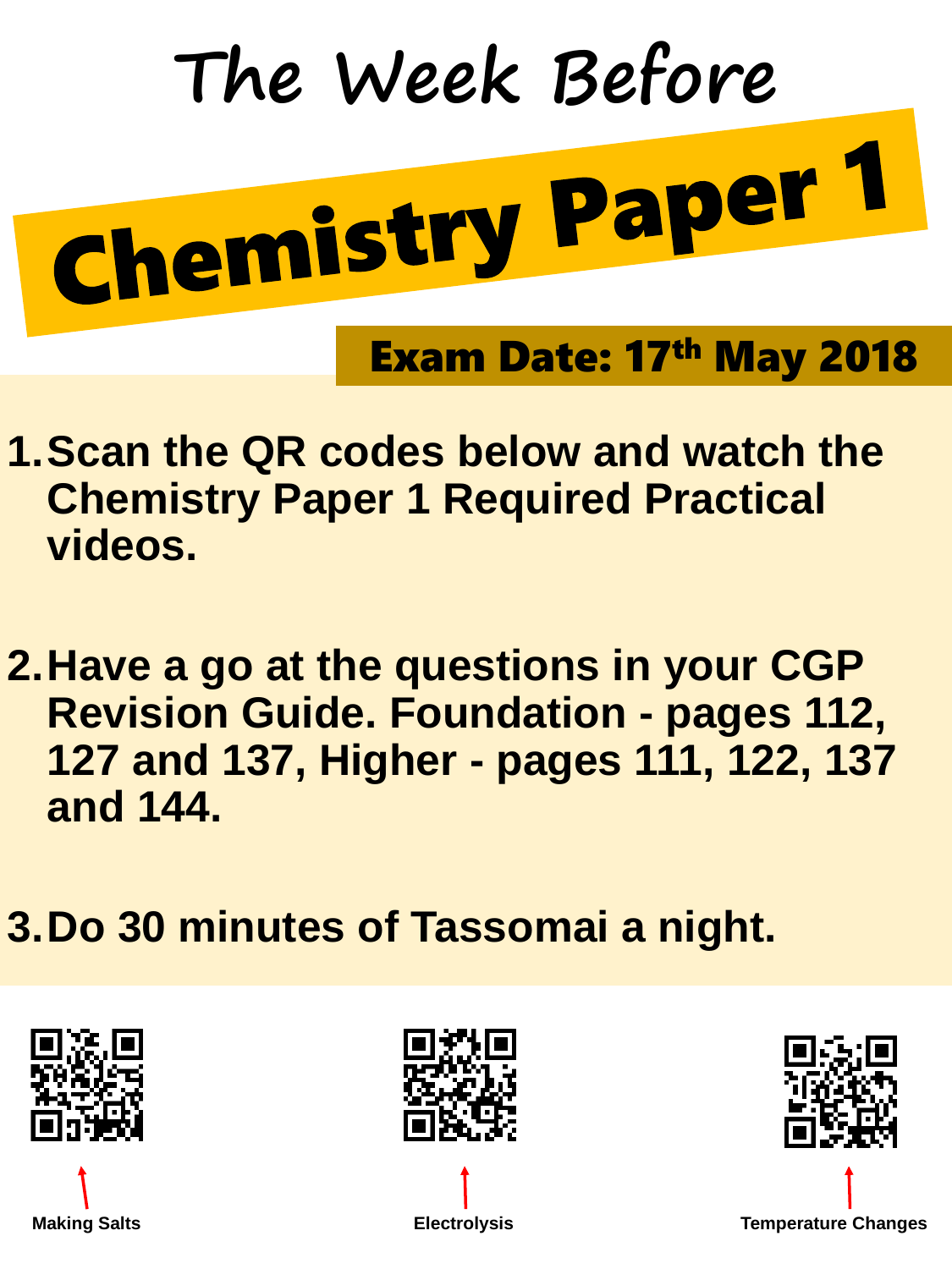# The Week Before

# Chemistry Paper 1

## Exam Date: 17th May 2018

1. **Scan the QR codes below and watch the Chemistry Paper 1 Required Practical videos.**

2. **Have a go at the questions in your CGP Revision Guide. Foundation - pages 112, 127 and 137, Higher - pages 111, 122, 137 and 144.**

3. **Do 30 minutes of Tassomai a night.**

**Making Salts**

**Electrolysis**

**Temperature Changes**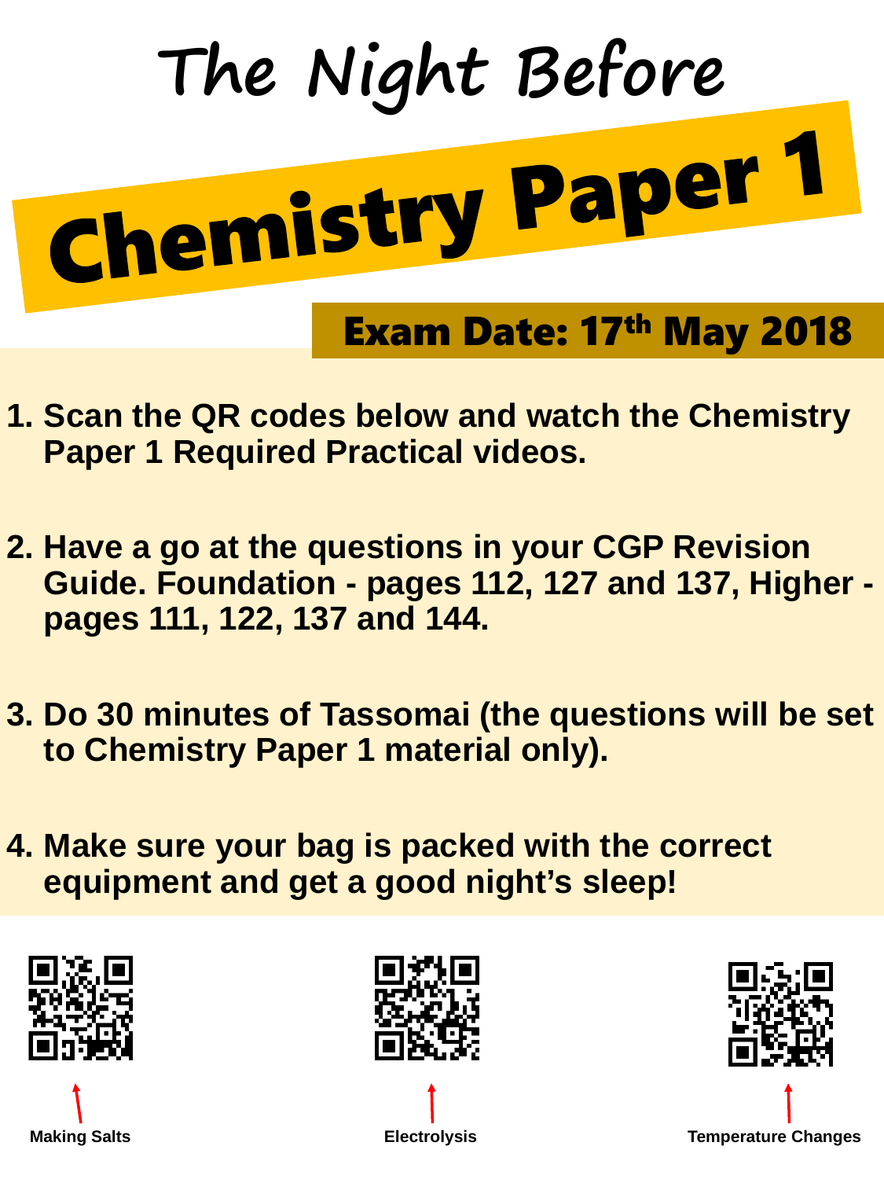# The Night Before

# Chemistry Paper 1

## Exam Date: 17th May 2018

1. **Scan the QR codes below and watch the Chemistry Paper 1 Required Practical videos.**

2. **Have a go at the questions in your CGP Revision Guide. Foundation - pages 112, 127 and 137, Higher - pages 111, 122, 137 and 144.**

3. **Do 30 minutes of Tassomai (the questions will be set to Chemistry Paper 1 material only).**

4. **Make sure your bag is packed with the correct equipment and get a good night's sleep!**

**Making Salts**

**Electrolysis**

**Temperature Changes**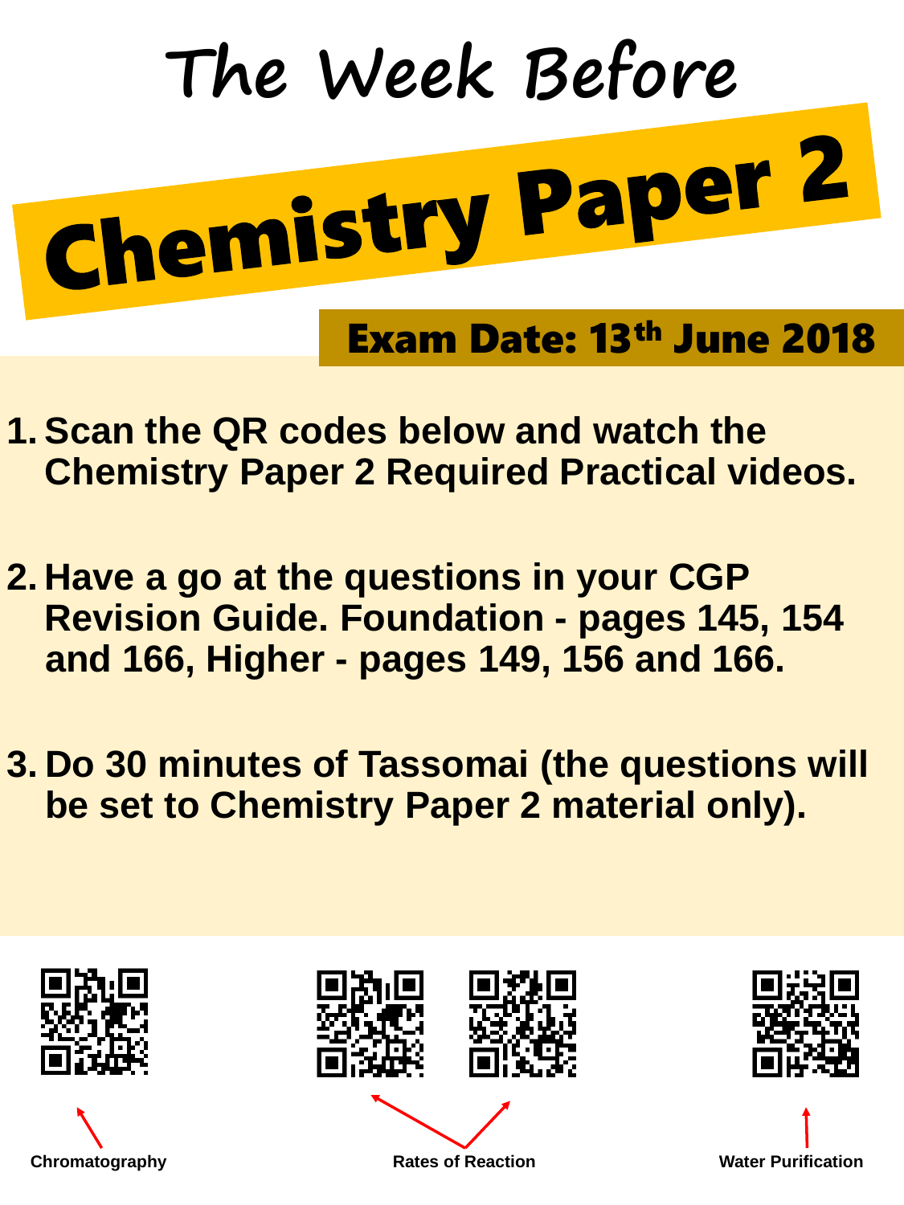# The Week Before

# Chemistry Paper 2

## Exam Date: 13th June 2018

1. Scan the QR codes below and watch the Chemistry Paper 2 Required Practical videos.

2. Have a go at the questions in your CGP Revision Guide. Foundation - pages 145, 154 and 166, Higher - pages 149, 156 and 166.

3. Do 30 minutes of Tassomai (the questions will be set to Chemistry Paper 2 material only).

Chromatography

Rates of Reaction

Water Purification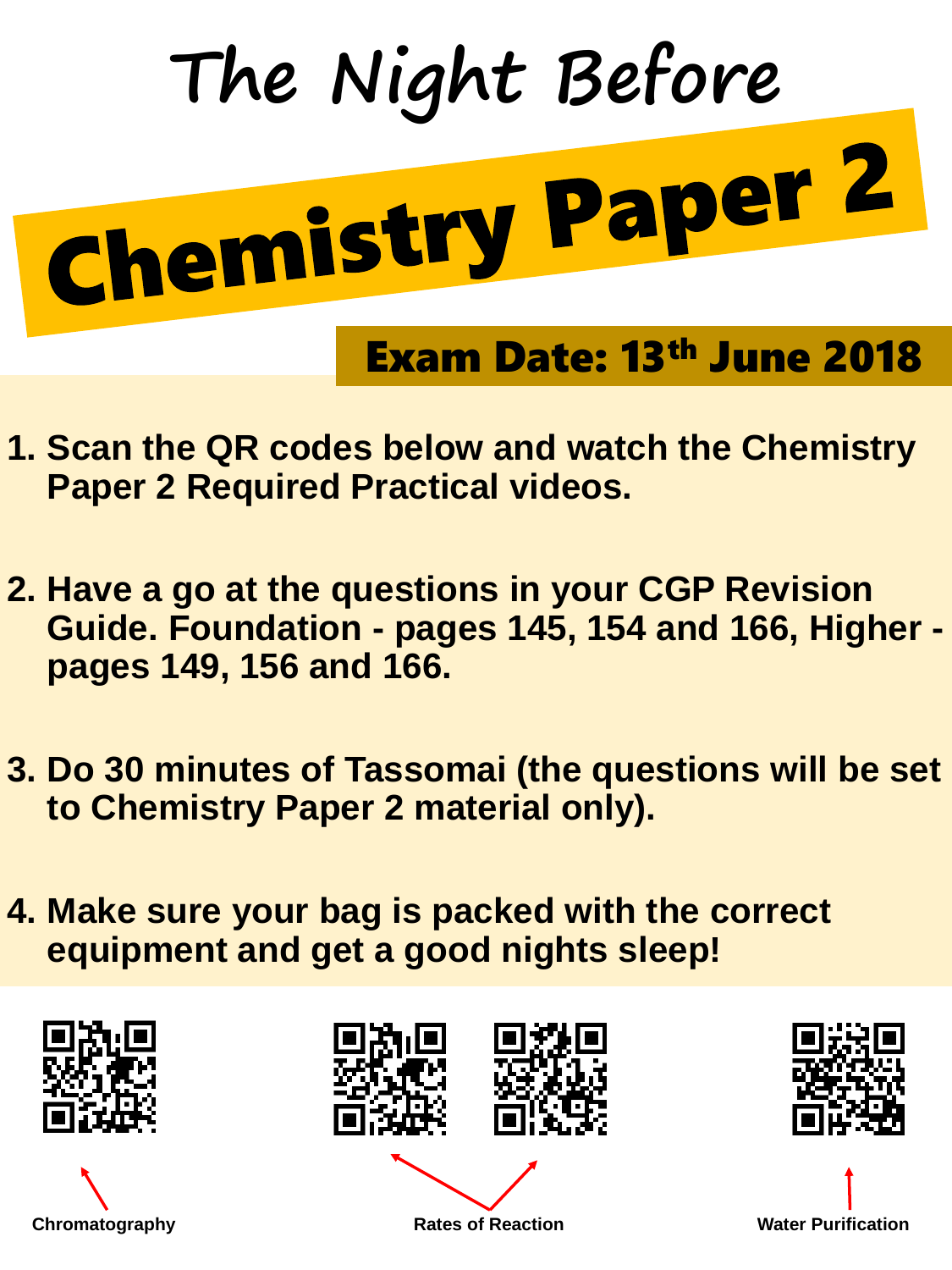# The Night Before

# Chemistry Paper 2

## Exam Date: 13th June 2018

1. Scan the QR codes below and watch the Chemistry Paper 2 Required Practical videos.

2. Have a go at the questions in your CGP Revision Guide. Foundation - pages 145, 154 and 166, Higher - pages 149, 156 and 166.

3. Do 30 minutes of Tassomai (the questions will be set to Chemistry Paper 2 material only).

4. Make sure your bag is packed with the correct equipment and get a good nights sleep!

Chromatography

Rates of Reaction

Water Purification